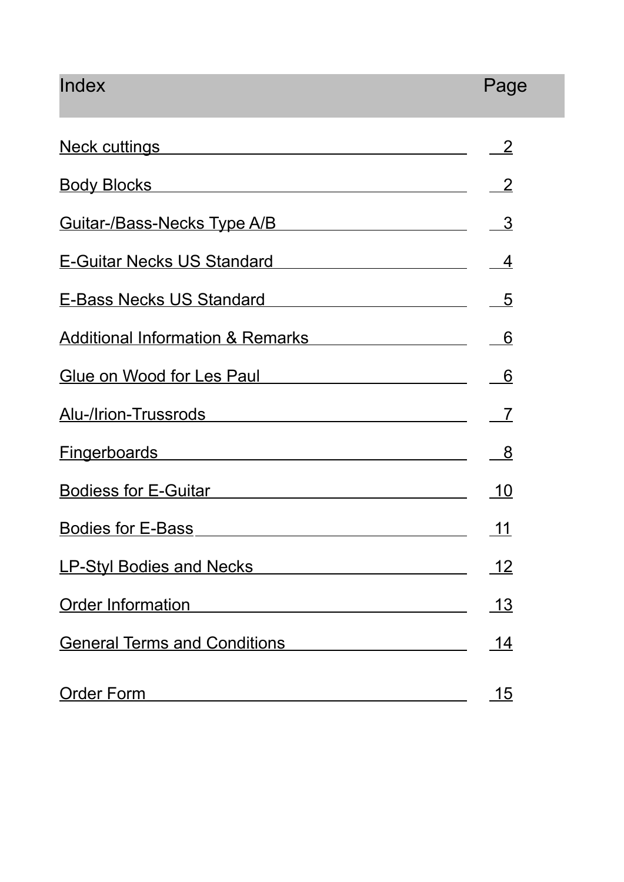| Index | Page |
| --- | --- |
| Neck cuttings | 2 |
| Body Blocks | 2 |
| Guitar-/Bass-Necks Type A/B | 3 |
| E-Guitar Necks US Standard | 4 |
| E-Bass Necks US Standard | 5 |
| Additional Information & Remarks | 6 |
| Glue on Wood for Les Paul | 6 |
| Alu-/Irion-Trussrods | 7 |
| Fingerboards | 8 |
| Bodiess for E-Guitar | 10 |
| Bodies for E-Bass | 11 |
| LP-Styl Bodies and Necks | 12 |
| Order Information | 13 |
| General Terms and Conditions | 14 |
| Order Form | 15 |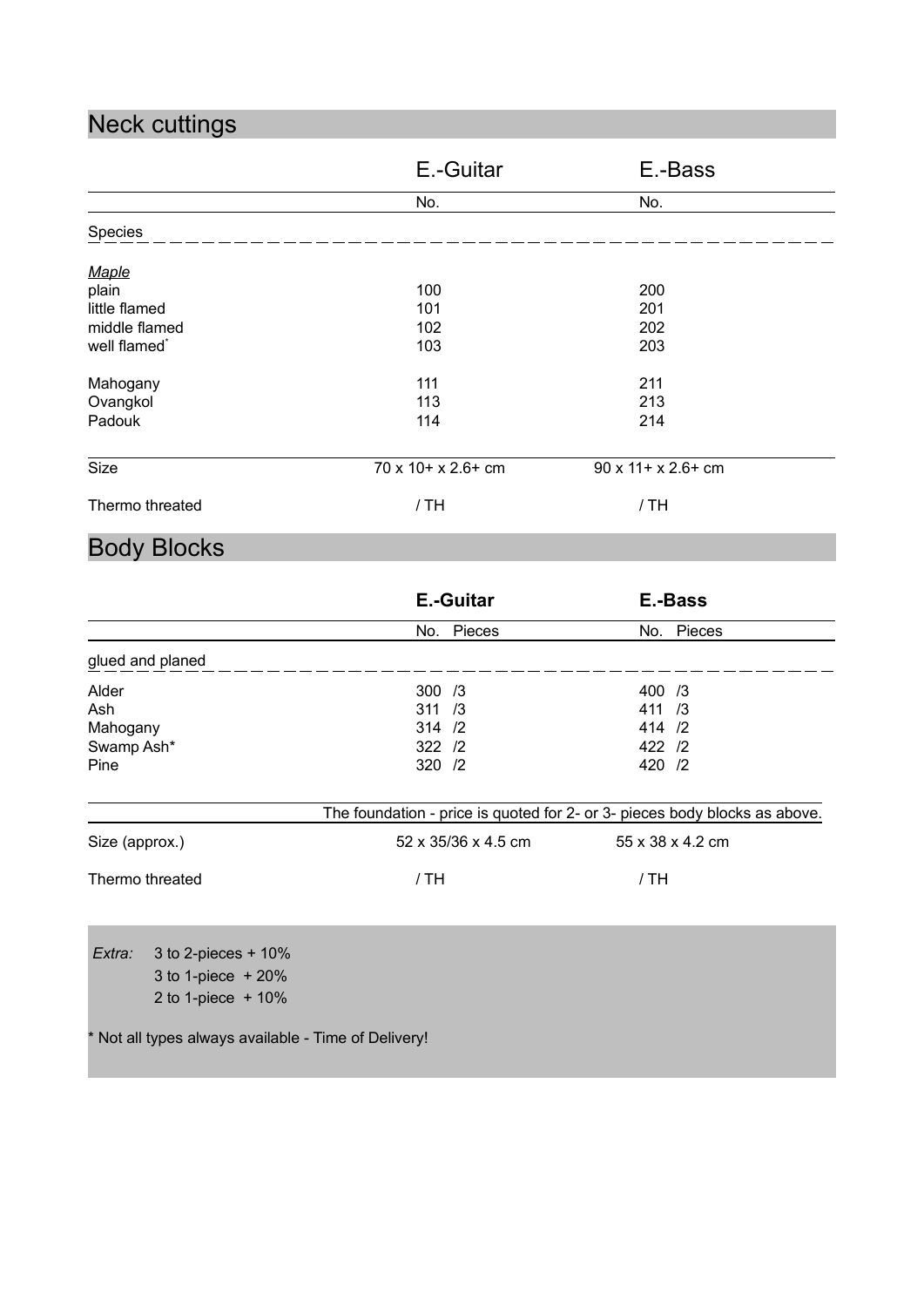## Neck cuttings

| | E.-Guitar | E.-Bass |
|---|---|---|
| | No. | No. |
| Species | | |
| *Maple* | | |
| plain | 100 | 200 |
| little flamed | 101 | 201 |
| middle flamed | 102 | 202 |
| well flamed* | 103 | 203 |
| Mahogany | 111 | 211 |
| Ovangkol | 113 | 213 |
| Padouk | 114 | 214 |
| Size | 70 x 10+ x 2.6+ cm | 90 x 11+ x 2.6+ cm |
| Thermo threated | / TH | / TH |

## Body Blocks

| | **E.-Guitar** | **E.-Bass** |
|---|---|---|
| | No. Pieces | No. Pieces |
| glued and planed | | |
| Alder | 300 /3 | 400 /3 |
| Ash | 311 /3 | 411 /3 |
| Mahogany | 314 /2 | 414 /2 |
| Swamp Ash* | 322 /2 | 422 /2 |
| Pine | 320 /2 | 420 /2 |

The foundation - price is quoted for 2- or 3- pieces body blocks as above.

| | | |
|---|---|---|
| Size (approx.) | 52 x 35/36 x 4.5 cm | 55 x 38 x 4.2 cm |
| Thermo threated | / TH | / TH |

*Extra:* 3 to 2-pieces + 10%
3 to 1-piece + 20%
2 to 1-piece + 10%

* Not all types always available - Time of Delivery!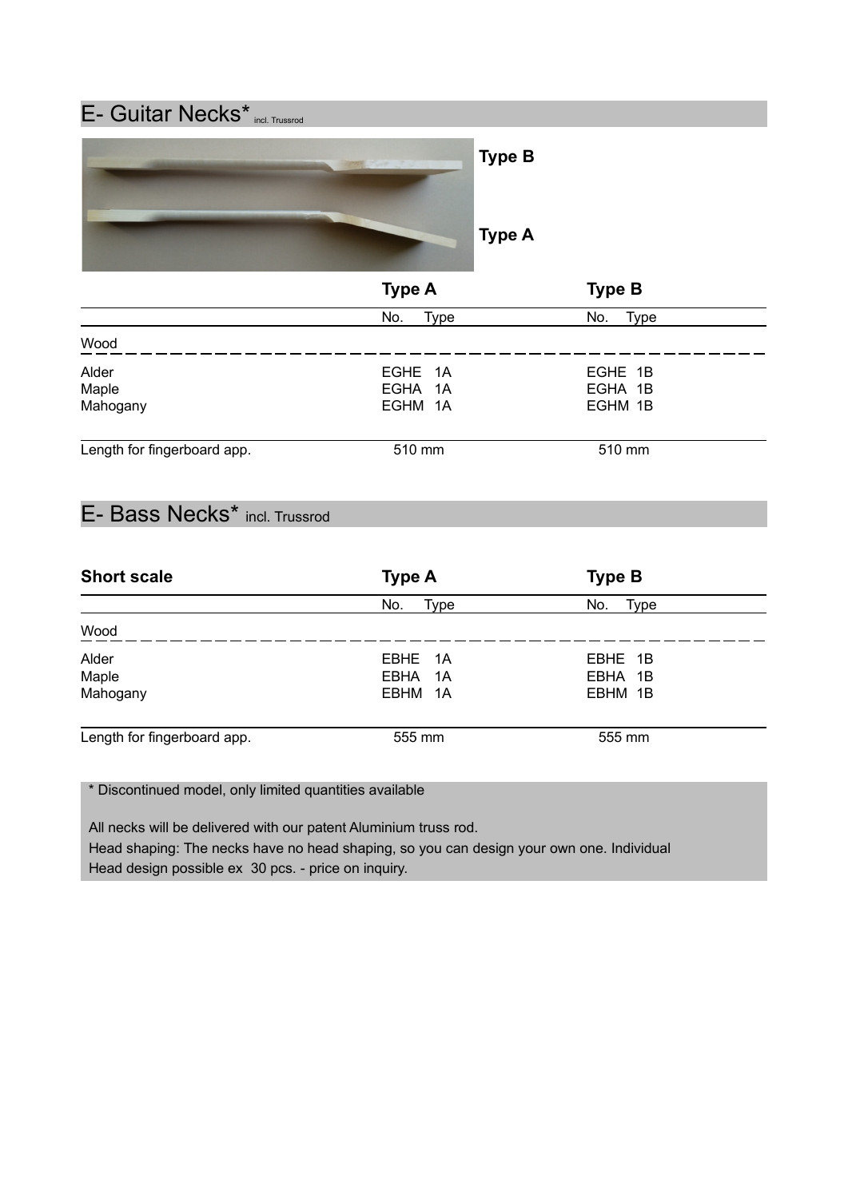## E- Guitar Necks* incl. Trussrod

Type B

Type A

| | Type A | Type B |
|---|---|---|
| | No. Type | No. Type |
| Wood | | |
| Alder | EGHE 1A | EGHE 1B |
| Maple | EGHA 1A | EGHA 1B |
| Mahogany | EGHM 1A | EGHM 1B |
| Length for fingerboard app. | 510 mm | 510 mm |

## E- Bass Necks* incl. Trussrod

| Short scale | Type A | Type B |
|---|---|---|
| | No. Type | No. Type |
| Wood | | |
| Alder | EBHE 1A | EBHE 1B |
| Maple | EBHA 1A | EBHA 1B |
| Mahogany | EBHM 1A | EBHM 1B |
| Length for fingerboard app. | 555 mm | 555 mm |

* Discontinued model, only limited quantities available

All necks will be delivered with our patent Aluminium truss rod.
Head shaping: The necks have no head shaping, so you can design your own one. Individual Head design possible ex 30 pcs. - price on inquiry.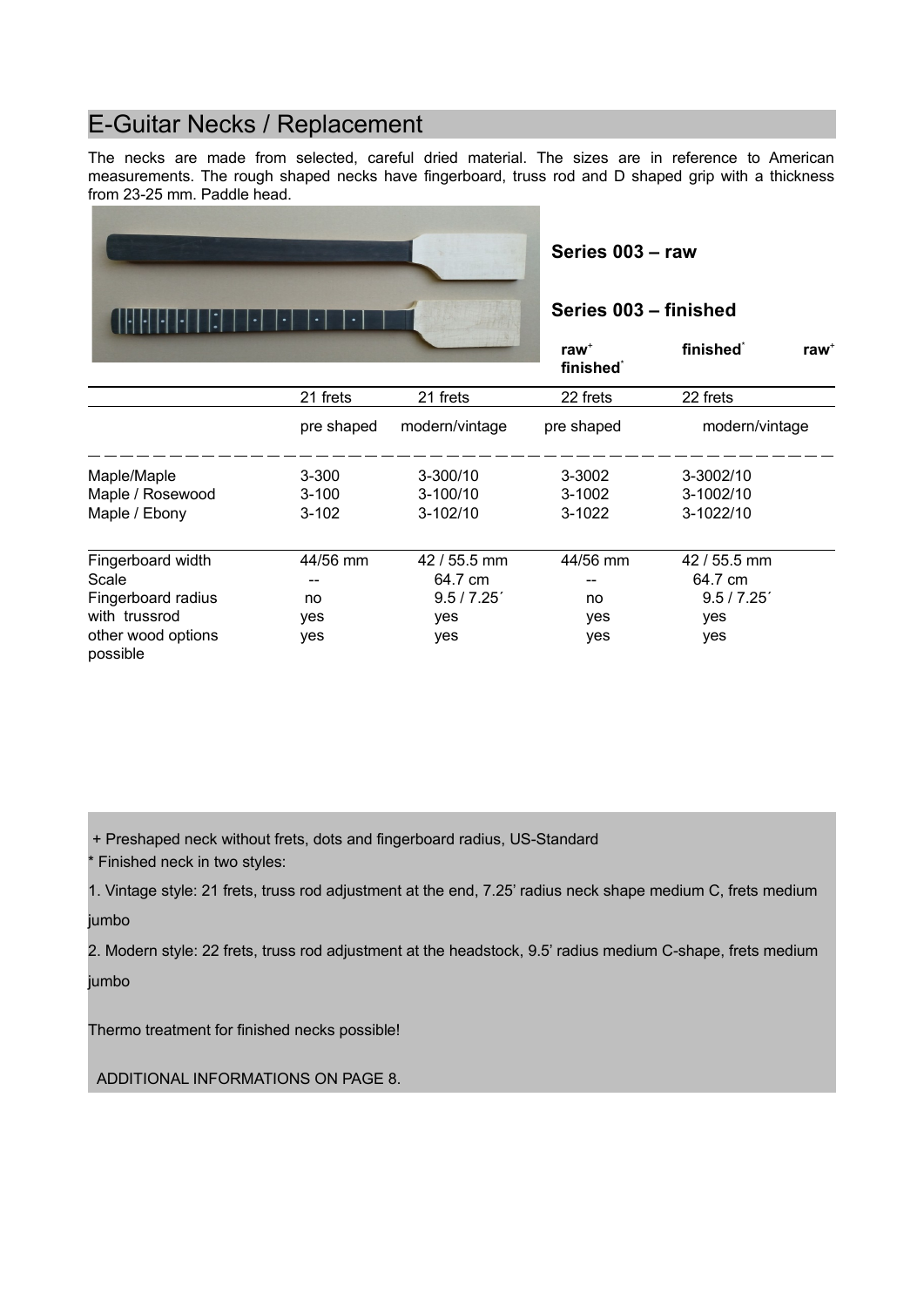# E-Guitar Necks / Replacement

The necks are made from selected, careful dried material. The sizes are in reference to American measurements. The rough shaped necks have fingerboard, truss rod and D shaped grip with a thickness from 23-25 mm. Paddle head.

**Series 003 – raw**

**Series 003 – finished**

| | **raw**[+] | **finished**[*] | **raw**[+] **finished**[*] | |
|---|---|---|---|---|
| | 21 frets | 21 frets | 22 frets | 22 frets |
| | pre shaped | modern/vintage | pre shaped | modern/vintage |
| Maple/Maple | 3-300 | 3-300/10 | 3-3002 | 3-3002/10 |
| Maple / Rosewood | 3-100 | 3-100/10 | 3-1002 | 3-1002/10 |
| Maple / Ebony | 3-102 | 3-102/10 | 3-1022 | 3-1022/10 |
| Fingerboard width | 44/56 mm | 42 / 55.5 mm | 44/56 mm | 42 / 55.5 mm |
| Scale | -- | 64.7 cm | -- | 64.7 cm |
| Fingerboard radius | no | 9.5 / 7.25´ | no | 9.5 / 7.25´ |
| with trussrod | yes | yes | yes | yes |
| other wood options possible | yes | yes | yes | yes |

+ Preshaped neck without frets, dots and fingerboard radius, US-Standard

* Finished neck in two styles:

1. Vintage style: 21 frets, truss rod adjustment at the end, 7.25' radius neck shape medium C, frets medium jumbo

2. Modern style: 22 frets, truss rod adjustment at the headstock, 9.5' radius medium C-shape, frets medium jumbo

Thermo treatment for finished necks possible!

ADDITIONAL INFORMATIONS ON PAGE 8.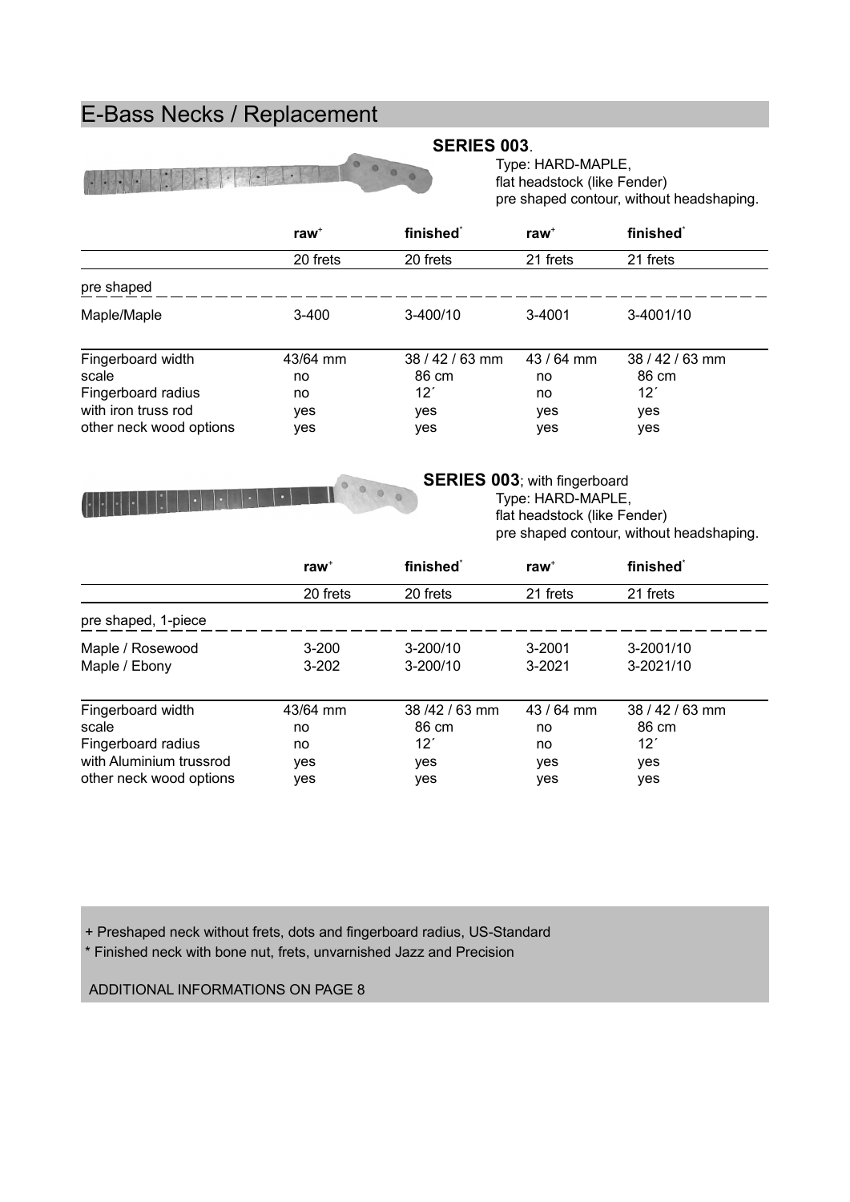# E-Bass Necks / Replacement

**SERIES 003**.
Type: HARD-MAPLE,
flat headstock (like Fender)
pre shaped contour, without headshaping.

| | raw+ | finished* | raw+ | finished* |
|---|---|---|---|---|
| | 20 frets | 20 frets | 21 frets | 21 frets |
| pre shaped | | | | |
| Maple/Maple | 3-400 | 3-400/10 | 3-4001 | 3-4001/10 |
| Fingerboard width | 43/64 mm | 38 / 42 / 63 mm | 43 / 64 mm | 38 / 42 / 63 mm |
| scale | no | 86 cm | no | 86 cm |
| Fingerboard radius | no | 12´ | no | 12´ |
| with iron truss rod | yes | yes | yes | yes |
| other neck wood options | yes | yes | yes | yes |

**SERIES 003**; with fingerboard
Type: HARD-MAPLE,
flat headstock (like Fender)
pre shaped contour, without headshaping.

| | raw+ | finished* | raw+ | finished* |
|---|---|---|---|---|
| | 20 frets | 20 frets | 21 frets | 21 frets |
| pre shaped, 1-piece | | | | |
| Maple / Rosewood | 3-200 | 3-200/10 | 3-2001 | 3-2001/10 |
| Maple / Ebony | 3-202 | 3-200/10 | 3-2021 | 3-2021/10 |
| Fingerboard width | 43/64 mm | 38 /42 / 63 mm | 43 / 64 mm | 38 / 42 / 63 mm |
| scale | no | 86 cm | no | 86 cm |
| Fingerboard radius | no | 12´ | no | 12´ |
| with Aluminium trussrod | yes | yes | yes | yes |
| other neck wood options | yes | yes | yes | yes |

+ Preshaped neck without frets, dots and fingerboard radius, US-Standard

* Finished neck with bone nut, frets, unvarnished Jazz and Precision

ADDITIONAL INFORMATIONS ON PAGE 8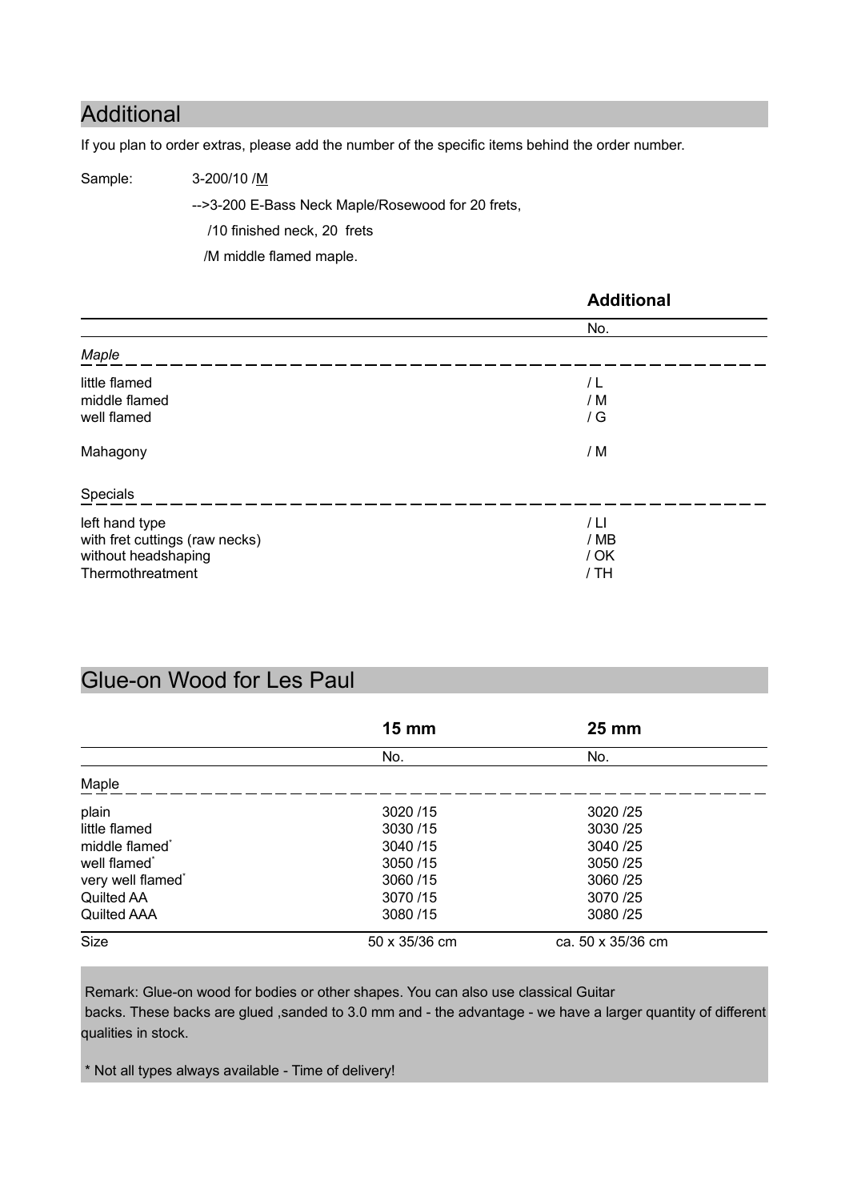## Additional

If you plan to order extras, please add the number of the specific items behind the order number.

Sample: 3-200/10 /M

-->3-200 E-Bass Neck Maple/Rosewood for 20 frets,

/10 finished neck, 20 frets

/M middle flamed maple.

| | **Additional** |
|---|---|
| | No. |
| *Maple* | |
| little flamed | / L |
| middle flamed | / M |
| well flamed | / G |
| Mahagony | / M |
| Specials | |
| left hand type | / LI |
| with fret cuttings (raw necks) | / MB |
| without headshaping | / OK |
| Thermothreatment | / TH |

## Glue-on Wood for Les Paul

| | **15 mm** | **25 mm** |
|---|---|---|
| | No. | No. |
| Maple | | |
| plain | 3020 /15 | 3020 /25 |
| little flamed | 3030 /15 | 3030 /25 |
| middle flamed* | 3040 /15 | 3040 /25 |
| well flamed* | 3050 /15 | 3050 /25 |
| very well flamed* | 3060 /15 | 3060 /25 |
| Quilted AA | 3070 /15 | 3070 /25 |
| Quilted AAA | 3080 /15 | 3080 /25 |
| Size | 50 x 35/36 cm | ca. 50 x 35/36 cm |

Remark: Glue-on wood for bodies or other shapes. You can also use classical Guitar backs. These backs are glued ,sanded to 3.0 mm and - the advantage - we have a larger quantity of different qualities in stock.

* Not all types always available - Time of delivery!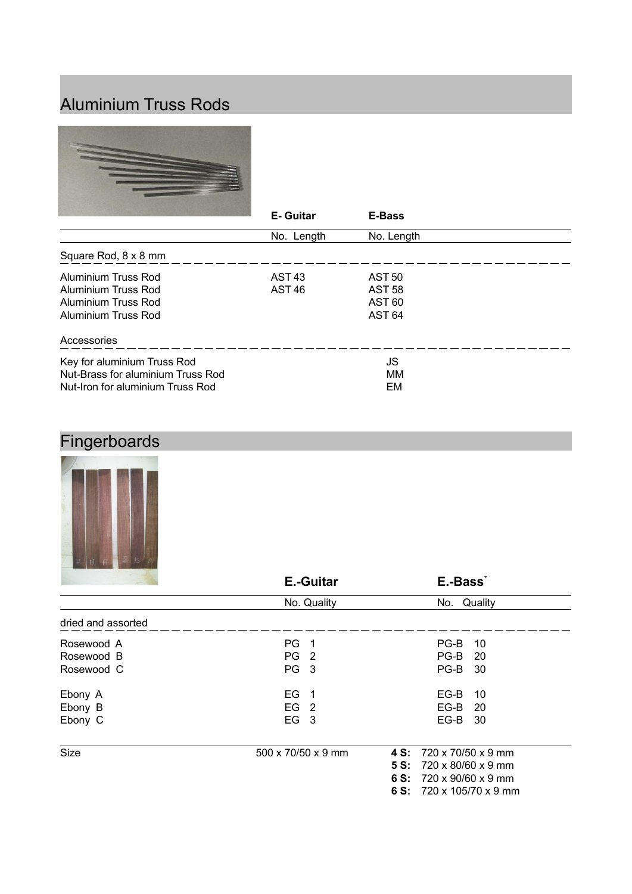## Aluminium Truss Rods

| | E- Guitar | E-Bass |
|---|---|---|
| | No. Length | No. Length |
| Square Rod, 8 x 8 mm | | |
| Aluminium Truss Rod | AST 43 | AST 50 |
| Aluminium Truss Rod | AST 46 | AST 58 |
| Aluminium Truss Rod | | AST 60 |
| Aluminium Truss Rod | | AST 64 |
| Accessories | | |
| Key for aluminium Truss Rod | | JS |
| Nut-Brass for aluminium Truss Rod | | MM |
| Nut-Iron for aluminium Truss Rod | | EM |

## Fingerboards

| | E.-Guitar | E.-Bass* |
|---|---|---|
| | No. Quality | No. Quality |
| dried and assorted | | |
| Rosewood A | PG 1 | PG-B 10 |
| Rosewood B | PG 2 | PG-B 20 |
| Rosewood C | PG 3 | PG-B 30 |
| Ebony A | EG 1 | EG-B 10 |
| Ebony B | EG 2 | EG-B 20 |
| Ebony C | EG 3 | EG-B 30 |
| Size | 500 x 70/50 x 9 mm | **4 S:** 720 x 70/50 x 9 mm |
| | | **5 S:** 720 x 80/60 x 9 mm |
| | | **6 S:** 720 x 90/60 x 9 mm |
| | | **6 S:** 720 x 105/70 x 9 mm |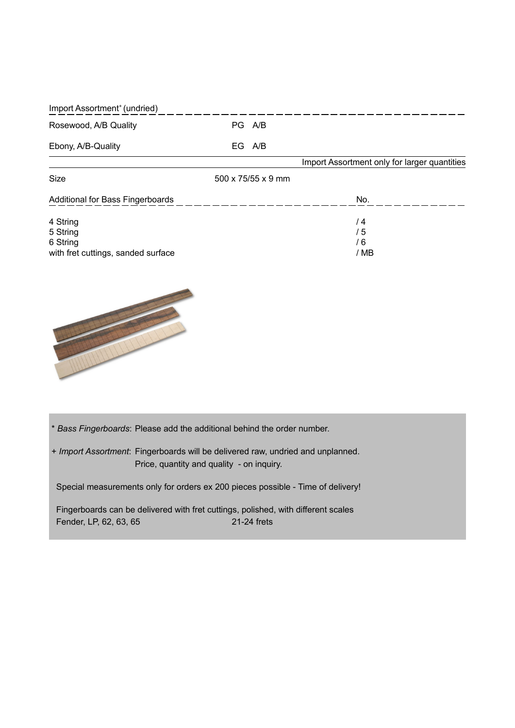Import Assortment+ (undried)

| | |
|---|---|
| Rosewood, A/B Quality | PG A/B |
| Ebony, A/B-Quality | EG A/B |

Import Assortment only for larger quantities

| | |
|---|---|
| Size | 500 x 75/55 x 9 mm |

| Additional for Bass Fingerboards | No. |
|---|---|
| 4 String | / 4 |
| 5 String | / 5 |
| 6 String | / 6 |
| with fret cuttings, sanded surface | / MB |

\* *Bass Fingerboards*: Please add the additional behind the order number.

\+ *Import Assortment*: Fingerboards will be delivered raw, undried and unplanned.
Price, quantity and quality - on inquiry.

Special measurements only for orders ex 200 pieces possible - Time of delivery!

Fingerboards can be delivered with fret cuttings, polished, with different scales
Fender, LP, 62, 63, 65 21-24 frets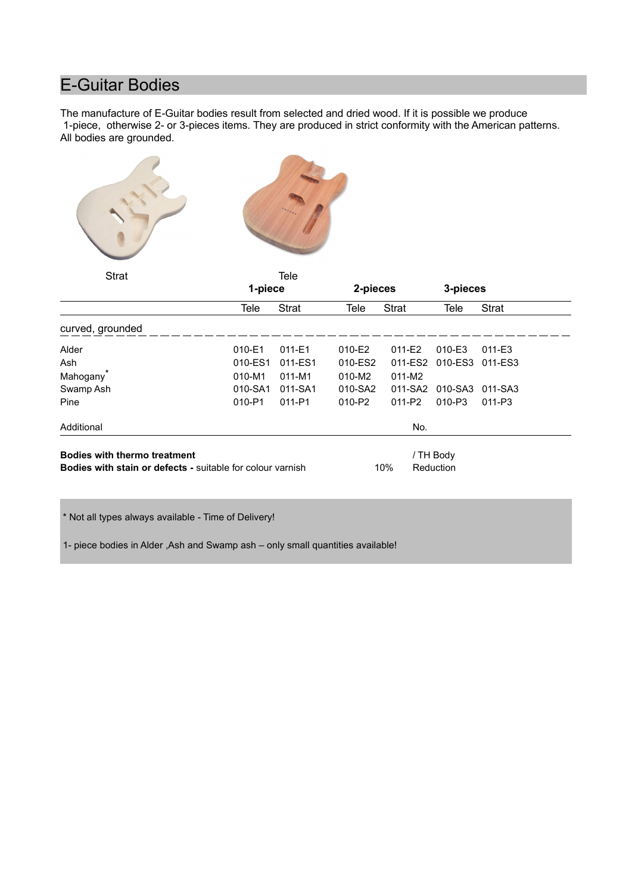## E-Guitar Bodies

The manufacture of E-Guitar bodies result from selected and dried wood. If it is possible we produce 1-piece, otherwise 2- or 3-pieces items. They are produced in strict conformity with the American patterns. All bodies are grounded.

Strat

Tele

| | 1-piece | | 2-pieces | | 3-pieces | |
|---|---|---|---|---|---|---|
| | Tele | Strat | Tele | Strat | Tele | Strat |
| curved, grounded | | | | | | |
| Alder | 010-E1 | 011-E1 | 010-E2 | 011-E2 | 010-E3 | 011-E3 |
| Ash | 010-ES1 | 011-ES1 | 010-ES2 | 011-ES2 | 010-ES3 | 011-ES3 |
| Mahogany* | 010-M1 | 011-M1 | 010-M2 | 011-M2 | | |
| Swamp Ash | 010-SA1 | 011-SA1 | 010-SA2 | 011-SA2 | 010-SA3 | 011-SA3 |
| Pine | 010-P1 | 011-P1 | 010-P2 | 011-P2 | 010-P3 | 011-P3 |

| Additional | | No. |
|---|---|---|
| **Bodies with thermo treatment** | | / TH Body |
| **Bodies with stain or defects -** suitable for colour varnish | 10% | Reduction |

\* Not all types always available - Time of Delivery!

1- piece bodies in Alder ,Ash and Swamp ash – only small quantities available!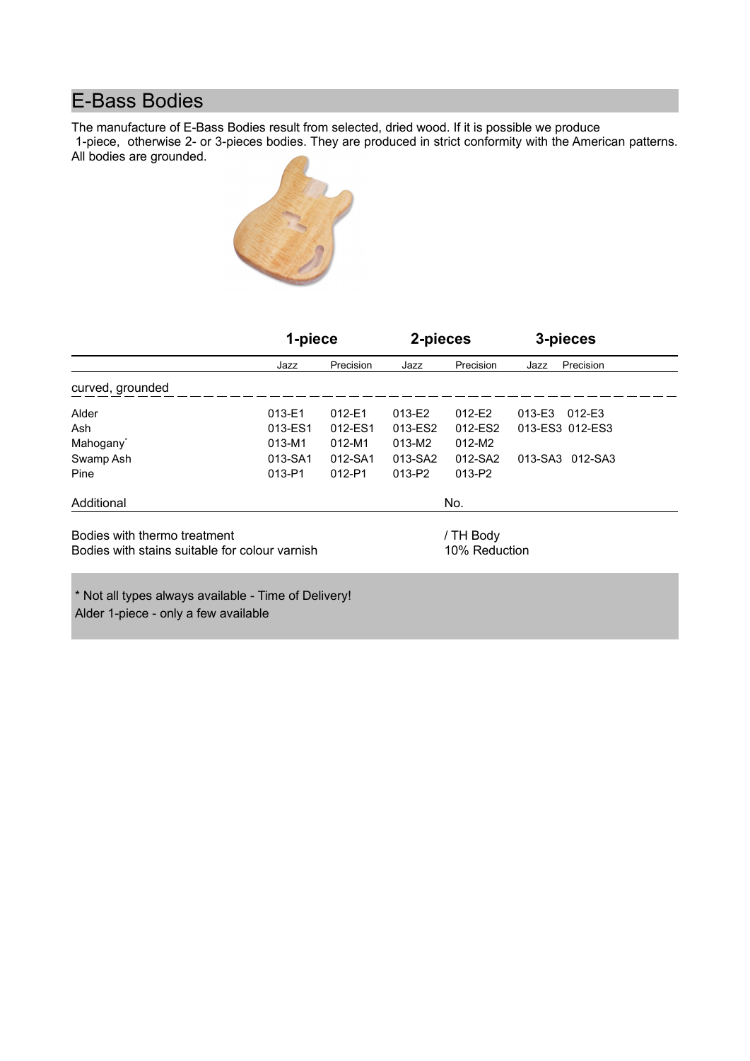# E-Bass Bodies

The manufacture of E-Bass Bodies result from selected, dried wood. If it is possible we produce 1-piece, otherwise 2- or 3-pieces bodies. They are produced in strict conformity with the American patterns. All bodies are grounded.

| | 1-piece | | 2-pieces | | 3-pieces | |
|---|---|---|---|---|---|---|
| | Jazz | Precision | Jazz | Precision | Jazz | Precision |
| curved, grounded | | | | | | |
| Alder | 013-E1 | 012-E1 | 013-E2 | 012-E2 | 013-E3 | 012-E3 |
| Ash | 013-ES1 | 012-ES1 | 013-ES2 | 012-ES2 | 013-ES3 | 012-ES3 |
| Mahogany* | 013-M1 | 012-M1 | 013-M2 | 012-M2 | | |
| Swamp Ash | 013-SA1 | 012-SA1 | 013-SA2 | 012-SA2 | 013-SA3 | 012-SA3 |
| Pine | 013-P1 | 012-P1 | 013-P2 | 013-P2 | | |

| Additional | No. |
|---|---|
| Bodies with thermo treatment | / TH Body |
| Bodies with stains suitable for colour varnish | 10% Reduction |

\* Not all types always available - Time of Delivery!
Alder 1-piece - only a few available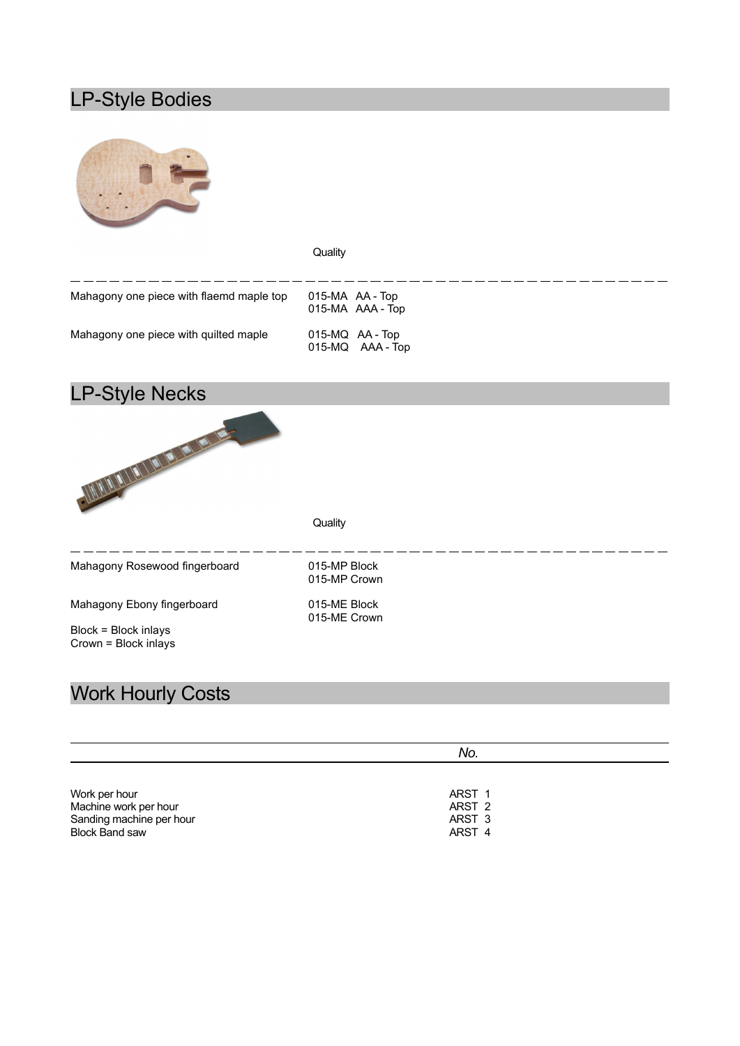## LP-Style Bodies

| | Quality |
|---|---|
| Mahagony one piece with flaemd maple top | 015-MA AA - Top<br>015-MA AAA - Top |
| Mahagony one piece with quilted maple | 015-MQ AA - Top<br>015-MQ AAA - Top |

## LP-Style Necks

| | Quality |
|---|---|
| Mahagony Rosewood fingerboard | 015-MP Block<br>015-MP Crown |
| Mahagony Ebony fingerboard | 015-ME Block<br>015-ME Crown |

Block = Block inlays
Crown = Block inlays

## Work Hourly Costs

| | *No.* |
|---|---|
| Work per hour | ARST 1 |
| Machine work per hour | ARST 2 |
| Sanding machine per hour | ARST 3 |
| Block Band saw | ARST 4 |